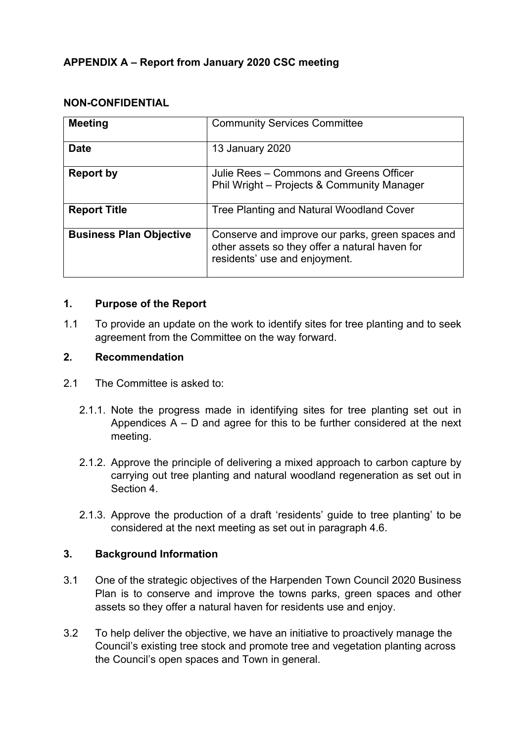**APPENDIX A – Report from January 2020 CSC meeting**

**NON-CONFIDENTIAL**

| **Meeting** | Community Services Committee |
|---|---|
| **Date** | 13 January 2020 |
| **Report by** | Julie Rees – Commons and Greens Officer<br>Phil Wright – Projects & Community Manager |
| **Report Title** | Tree Planting and Natural Woodland Cover |
| **Business Plan Objective** | Conserve and improve our parks, green spaces and other assets so they offer a natural haven for residents' use and enjoyment. |

## 1. Purpose of the Report

1.1 To provide an update on the work to identify sites for tree planting and to seek agreement from the Committee on the way forward.

## 2. Recommendation

2.1 The Committee is asked to:

2.1.1. Note the progress made in identifying sites for tree planting set out in Appendices A – D and agree for this to be further considered at the next meeting.

2.1.2. Approve the principle of delivering a mixed approach to carbon capture by carrying out tree planting and natural woodland regeneration as set out in Section 4.

2.1.3. Approve the production of a draft 'residents' guide to tree planting' to be considered at the next meeting as set out in paragraph 4.6.

## 3. Background Information

3.1 One of the strategic objectives of the Harpenden Town Council 2020 Business Plan is to conserve and improve the towns parks, green spaces and other assets so they offer a natural haven for residents use and enjoy.

3.2 To help deliver the objective, we have an initiative to proactively manage the Council's existing tree stock and promote tree and vegetation planting across the Council's open spaces and Town in general.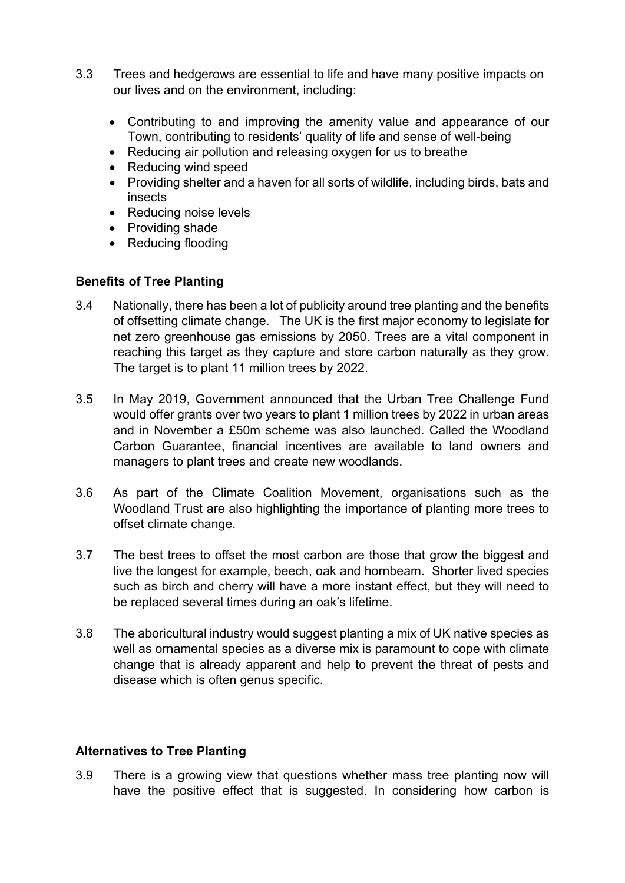3.3 Trees and hedgerows are essential to life and have many positive impacts on our lives and on the environment, including:

- Contributing to and improving the amenity value and appearance of our Town, contributing to residents' quality of life and sense of well-being
- Reducing air pollution and releasing oxygen for us to breathe
- Reducing wind speed
- Providing shelter and a haven for all sorts of wildlife, including birds, bats and insects
- Reducing noise levels
- Providing shade
- Reducing flooding

**Benefits of Tree Planting**

3.4 Nationally, there has been a lot of publicity around tree planting and the benefits of offsetting climate change. The UK is the first major economy to legislate for net zero greenhouse gas emissions by 2050. Trees are a vital component in reaching this target as they capture and store carbon naturally as they grow. The target is to plant 11 million trees by 2022.

3.5 In May 2019, Government announced that the Urban Tree Challenge Fund would offer grants over two years to plant 1 million trees by 2022 in urban areas and in November a £50m scheme was also launched. Called the Woodland Carbon Guarantee, financial incentives are available to land owners and managers to plant trees and create new woodlands.

3.6 As part of the Climate Coalition Movement, organisations such as the Woodland Trust are also highlighting the importance of planting more trees to offset climate change.

3.7 The best trees to offset the most carbon are those that grow the biggest and live the longest for example, beech, oak and hornbeam. Shorter lived species such as birch and cherry will have a more instant effect, but they will need to be replaced several times during an oak's lifetime.

3.8 The aboricultural industry would suggest planting a mix of UK native species as well as ornamental species as a diverse mix is paramount to cope with climate change that is already apparent and help to prevent the threat of pests and disease which is often genus specific.

**Alternatives to Tree Planting**

3.9 There is a growing view that questions whether mass tree planting now will have the positive effect that is suggested. In considering how carbon is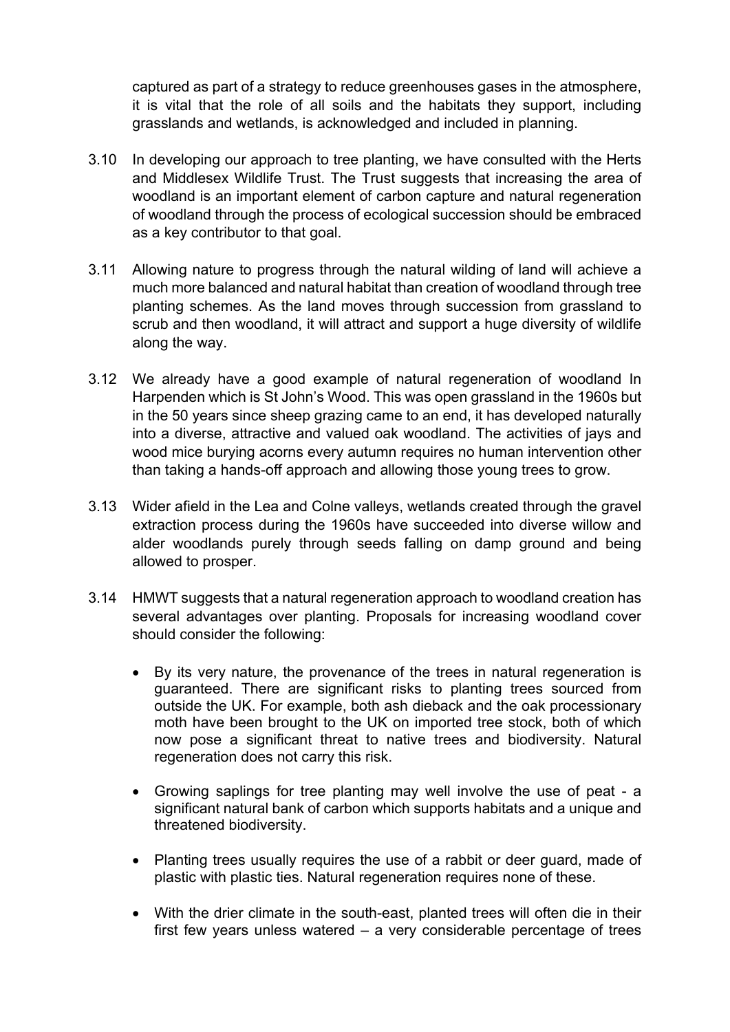captured as part of a strategy to reduce greenhouses gases in the atmosphere, it is vital that the role of all soils and the habitats they support, including grasslands and wetlands, is acknowledged and included in planning.

3.10 In developing our approach to tree planting, we have consulted with the Herts and Middlesex Wildlife Trust. The Trust suggests that increasing the area of woodland is an important element of carbon capture and natural regeneration of woodland through the process of ecological succession should be embraced as a key contributor to that goal.

3.11 Allowing nature to progress through the natural wilding of land will achieve a much more balanced and natural habitat than creation of woodland through tree planting schemes. As the land moves through succession from grassland to scrub and then woodland, it will attract and support a huge diversity of wildlife along the way.

3.12 We already have a good example of natural regeneration of woodland In Harpenden which is St John's Wood. This was open grassland in the 1960s but in the 50 years since sheep grazing came to an end, it has developed naturally into a diverse, attractive and valued oak woodland. The activities of jays and wood mice burying acorns every autumn requires no human intervention other than taking a hands-off approach and allowing those young trees to grow.

3.13 Wider afield in the Lea and Colne valleys, wetlands created through the gravel extraction process during the 1960s have succeeded into diverse willow and alder woodlands purely through seeds falling on damp ground and being allowed to prosper.

3.14 HMWT suggests that a natural regeneration approach to woodland creation has several advantages over planting. Proposals for increasing woodland cover should consider the following:

- By its very nature, the provenance of the trees in natural regeneration is guaranteed. There are significant risks to planting trees sourced from outside the UK. For example, both ash dieback and the oak processionary moth have been brought to the UK on imported tree stock, both of which now pose a significant threat to native trees and biodiversity. Natural regeneration does not carry this risk.

- Growing saplings for tree planting may well involve the use of peat - a significant natural bank of carbon which supports habitats and a unique and threatened biodiversity.

- Planting trees usually requires the use of a rabbit or deer guard, made of plastic with plastic ties. Natural regeneration requires none of these.

- With the drier climate in the south-east, planted trees will often die in their first few years unless watered – a very considerable percentage of trees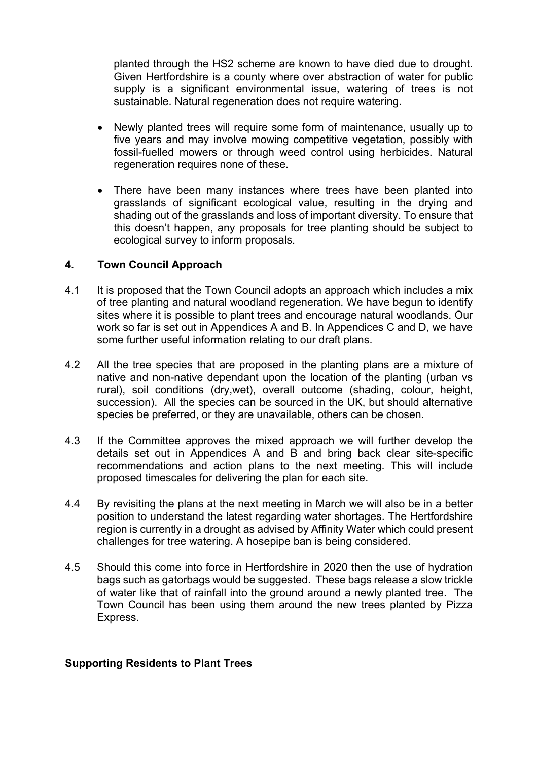planted through the HS2 scheme are known to have died due to drought. Given Hertfordshire is a county where over abstraction of water for public supply is a significant environmental issue, watering of trees is not sustainable. Natural regeneration does not require watering.

- Newly planted trees will require some form of maintenance, usually up to five years and may involve mowing competitive vegetation, possibly with fossil-fuelled mowers or through weed control using herbicides. Natural regeneration requires none of these.

- There have been many instances where trees have been planted into grasslands of significant ecological value, resulting in the drying and shading out of the grasslands and loss of important diversity. To ensure that this doesn't happen, any proposals for tree planting should be subject to ecological survey to inform proposals.

## 4. Town Council Approach

4.1 It is proposed that the Town Council adopts an approach which includes a mix of tree planting and natural woodland regeneration. We have begun to identify sites where it is possible to plant trees and encourage natural woodlands. Our work so far is set out in Appendices A and B. In Appendices C and D, we have some further useful information relating to our draft plans.

4.2 All the tree species that are proposed in the planting plans are a mixture of native and non-native dependant upon the location of the planting (urban vs rural), soil conditions (dry,wet), overall outcome (shading, colour, height, succession). All the species can be sourced in the UK, but should alternative species be preferred, or they are unavailable, others can be chosen.

4.3 If the Committee approves the mixed approach we will further develop the details set out in Appendices A and B and bring back clear site-specific recommendations and action plans to the next meeting. This will include proposed timescales for delivering the plan for each site.

4.4 By revisiting the plans at the next meeting in March we will also be in a better position to understand the latest regarding water shortages. The Hertfordshire region is currently in a drought as advised by Affinity Water which could present challenges for tree watering. A hosepipe ban is being considered.

4.5 Should this come into force in Hertfordshire in 2020 then the use of hydration bags such as gatorbags would be suggested. These bags release a slow trickle of water like that of rainfall into the ground around a newly planted tree. The Town Council has been using them around the new trees planted by Pizza Express.

**Supporting Residents to Plant Trees**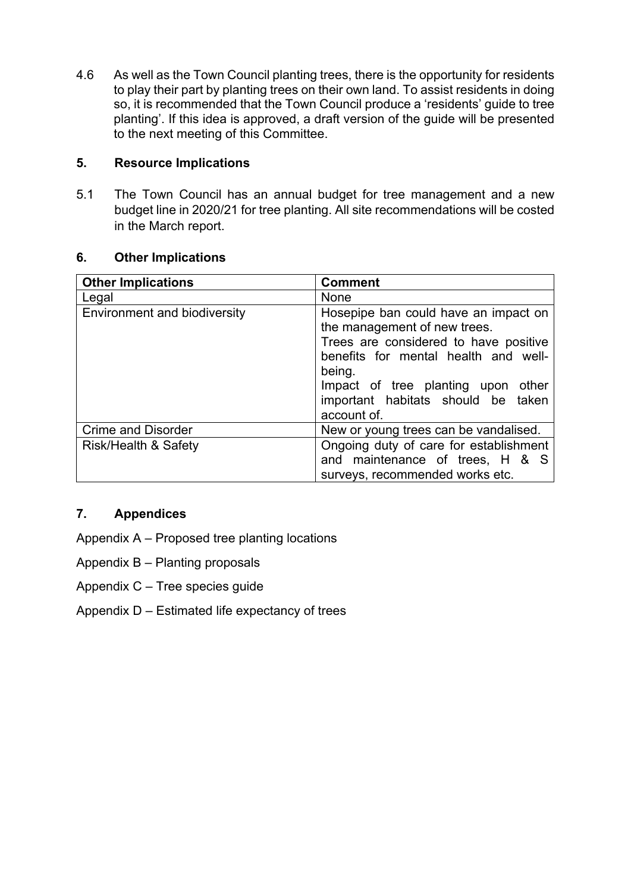4.6 As well as the Town Council planting trees, there is the opportunity for residents to play their part by planting trees on their own land. To assist residents in doing so, it is recommended that the Town Council produce a 'residents' guide to tree planting'. If this idea is approved, a draft version of the guide will be presented to the next meeting of this Committee.

## 5. Resource Implications

5.1 The Town Council has an annual budget for tree management and a new budget line in 2020/21 for tree planting. All site recommendations will be costed in the March report.

## 6. Other Implications

| Other Implications | Comment |
|---|---|
| Legal | None |
| Environment and biodiversity | Hosepipe ban could have an impact on the management of new trees.<br>Trees are considered to have positive benefits for mental health and well-being.<br>Impact of tree planting upon other important habitats should be taken account of. |
| Crime and Disorder | New or young trees can be vandalised. |
| Risk/Health & Safety | Ongoing duty of care for establishment and maintenance of trees, H & S surveys, recommended works etc. |

## 7. Appendices

Appendix A – Proposed tree planting locations

Appendix B – Planting proposals

Appendix C – Tree species guide

Appendix D – Estimated life expectancy of trees